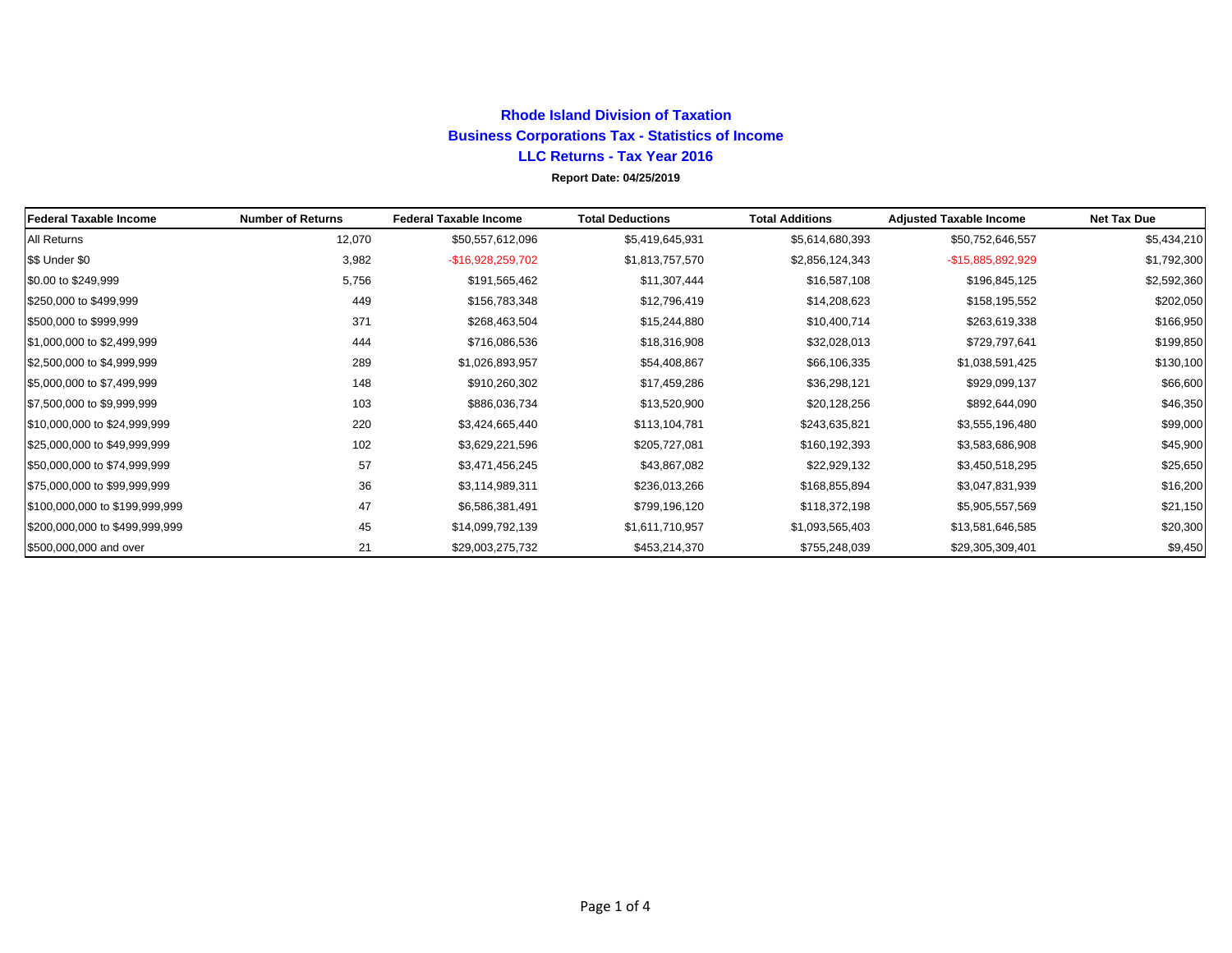# Rhode Island Division of Taxation

## Business Corporations Tax - Statistics of Income

## LLC Returns - Tax Year 2016

**Report Date: 04/25/2019**

| Federal Taxable Income | Number of Returns | Federal Taxable Income | Total Deductions | Total Additions | Adjusted Taxable Income | Net Tax Due |
|---|---|---|---|---|---|---|
| All Returns | 12,070 | $50,557,612,096 | $5,419,645,931 | $5,614,680,393 | $50,752,646,557 | $5,434,210 |
| $$ Under $0 | 3,982 | -$16,928,259,702 | $1,813,757,570 | $2,856,124,343 | -$15,885,892,929 | $1,792,300 |
| $0.00 to $249,999 | 5,756 | $191,565,462 | $11,307,444 | $16,587,108 | $196,845,125 | $2,592,360 |
| $250,000 to $499,999 | 449 | $156,783,348 | $12,796,419 | $14,208,623 | $158,195,552 | $202,050 |
| $500,000 to $999,999 | 371 | $268,463,504 | $15,244,880 | $10,400,714 | $263,619,338 | $166,950 |
| $1,000,000 to $2,499,999 | 444 | $716,086,536 | $18,316,908 | $32,028,013 | $729,797,641 | $199,850 |
| $2,500,000 to $4,999,999 | 289 | $1,026,893,957 | $54,408,867 | $66,106,335 | $1,038,591,425 | $130,100 |
| $5,000,000 to $7,499,999 | 148 | $910,260,302 | $17,459,286 | $36,298,121 | $929,099,137 | $66,600 |
| $7,500,000 to $9,999,999 | 103 | $886,036,734 | $13,520,900 | $20,128,256 | $892,644,090 | $46,350 |
| $10,000,000 to $24,999,999 | 220 | $3,424,665,440 | $113,104,781 | $243,635,821 | $3,555,196,480 | $99,000 |
| $25,000,000 to $49,999,999 | 102 | $3,629,221,596 | $205,727,081 | $160,192,393 | $3,583,686,908 | $45,900 |
| $50,000,000 to $74,999,999 | 57 | $3,471,456,245 | $43,867,082 | $22,929,132 | $3,450,518,295 | $25,650 |
| $75,000,000 to $99,999,999 | 36 | $3,114,989,311 | $236,013,266 | $168,855,894 | $3,047,831,939 | $16,200 |
| $100,000,000 to $199,999,999 | 47 | $6,586,381,491 | $799,196,120 | $118,372,198 | $5,905,557,569 | $21,150 |
| $200,000,000 to $499,999,999 | 45 | $14,099,792,139 | $1,611,710,957 | $1,093,565,403 | $13,581,646,585 | $20,300 |
| $500,000,000 and over | 21 | $29,003,275,732 | $453,214,370 | $755,248,039 | $29,305,309,401 | $9,450 |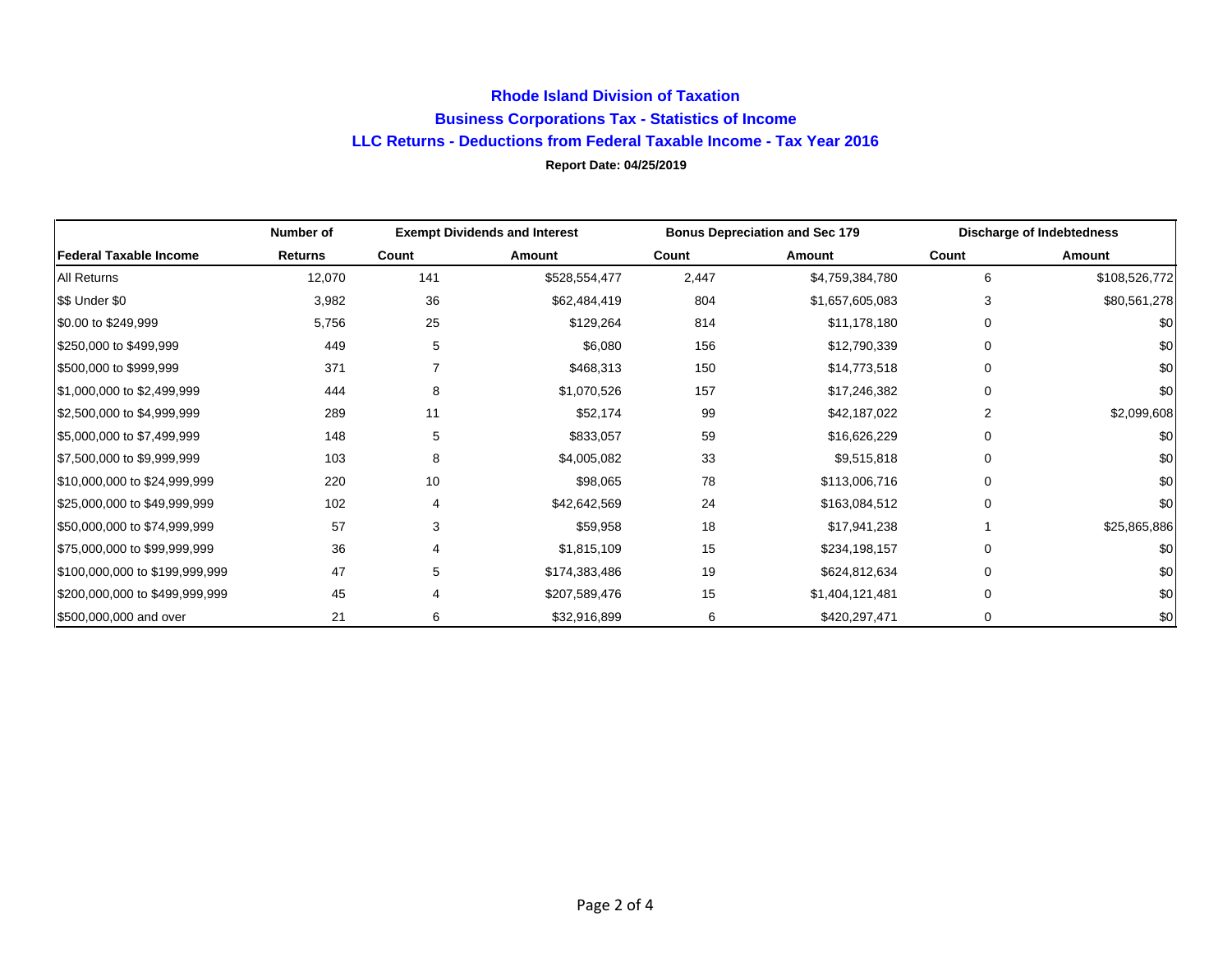### Rhode Island Division of Taxation

### Business Corporations Tax - Statistics of Income

### LLC Returns - Deductions from Federal Taxable Income - Tax Year 2016

**Report Date: 04/25/2019**

| | Number of | Exempt Dividends and Interest | | Bonus Depreciation and Sec 179 | | Discharge of Indebtedness | |
|---|---|---|---|---|---|---|---|
| **Federal Taxable Income** | **Returns** | **Count** | **Amount** | **Count** | **Amount** | **Count** | **Amount** |
| All Returns | 12,070 | 141 | $528,554,477 | 2,447 | $4,759,384,780 | 6 | $108,526,772 |
| $$ Under $0 | 3,982 | 36 | $62,484,419 | 804 | $1,657,605,083 | 3 | $80,561,278 |
| $0.00 to $249,999 | 5,756 | 25 | $129,264 | 814 | $11,178,180 | 0 | $0 |
| $250,000 to $499,999 | 449 | 5 | $6,080 | 156 | $12,790,339 | 0 | $0 |
| $500,000 to $999,999 | 371 | 7 | $468,313 | 150 | $14,773,518 | 0 | $0 |
| $1,000,000 to $2,499,999 | 444 | 8 | $1,070,526 | 157 | $17,246,382 | 0 | $0 |
| $2,500,000 to $4,999,999 | 289 | 11 | $52,174 | 99 | $42,187,022 | 2 | $2,099,608 |
| $5,000,000 to $7,499,999 | 148 | 5 | $833,057 | 59 | $16,626,229 | 0 | $0 |
| $7,500,000 to $9,999,999 | 103 | 8 | $4,005,082 | 33 | $9,515,818 | 0 | $0 |
| $10,000,000 to $24,999,999 | 220 | 10 | $98,065 | 78 | $113,006,716 | 0 | $0 |
| $25,000,000 to $49,999,999 | 102 | 4 | $42,642,569 | 24 | $163,084,512 | 0 | $0 |
| $50,000,000 to $74,999,999 | 57 | 3 | $59,958 | 18 | $17,941,238 | 1 | $25,865,886 |
| $75,000,000 to $99,999,999 | 36 | 4 | $1,815,109 | 15 | $234,198,157 | 0 | $0 |
| $100,000,000 to $199,999,999 | 47 | 5 | $174,383,486 | 19 | $624,812,634 | 0 | $0 |
| $200,000,000 to $499,999,999 | 45 | 4 | $207,589,476 | 15 | $1,404,121,481 | 0 | $0 |
| $500,000,000 and over | 21 | 6 | $32,916,899 | 6 | $420,297,471 | 0 | $0 |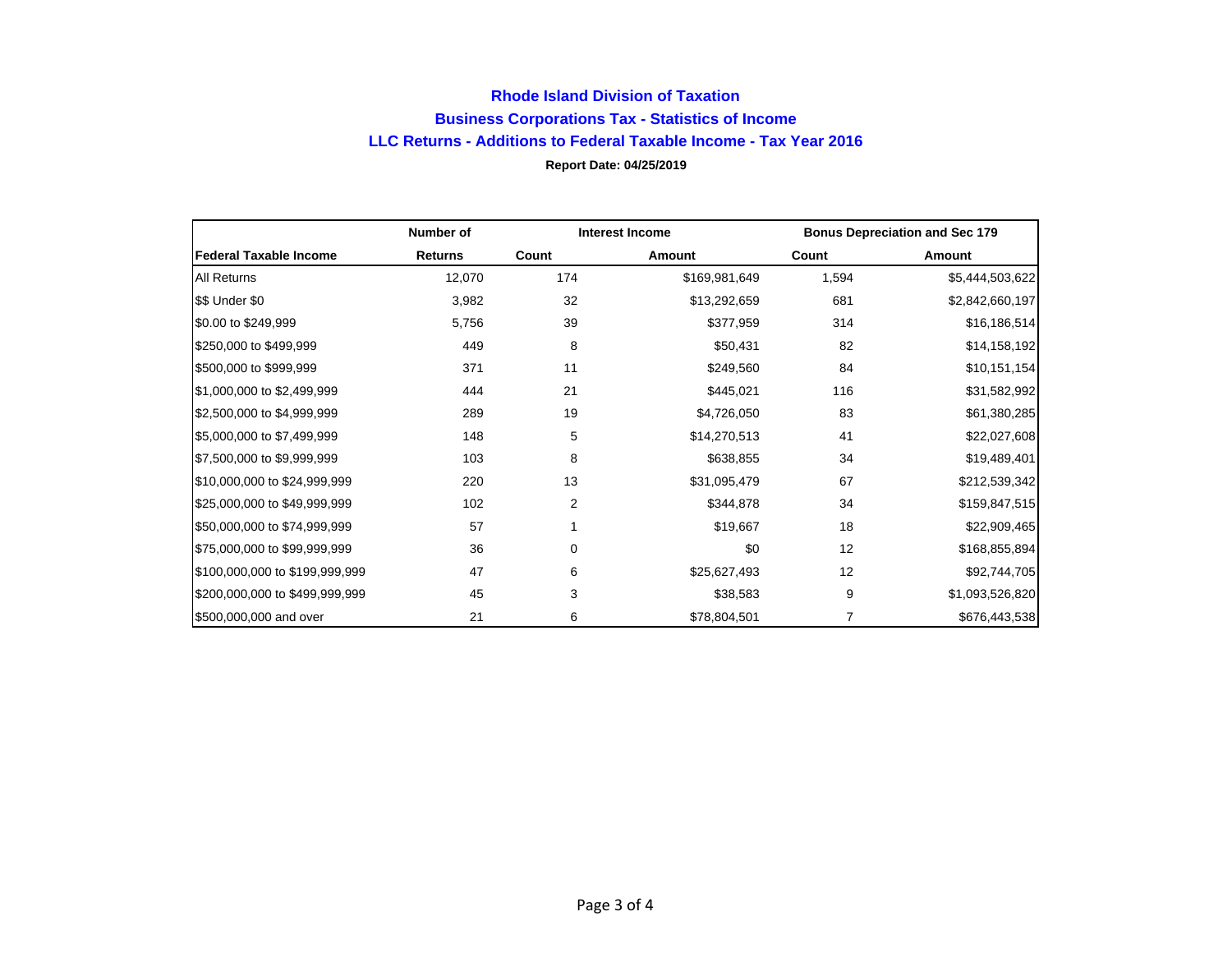# Rhode Island Division of Taxation

## Business Corporations Tax - Statistics of Income

## LLC Returns - Additions to Federal Taxable Income - Tax Year 2016

**Report Date: 04/25/2019**

| | Number of | Interest Income | | Bonus Depreciation and Sec 179 | |
|---|---|---|---|---|---|
| **Federal Taxable Income** | **Returns** | **Count** | **Amount** | **Count** | **Amount** |
| All Returns | 12,070 | 174 | $169,981,649 | 1,594 | $5,444,503,622 |
| $$ Under $0 | 3,982 | 32 | $13,292,659 | 681 | $2,842,660,197 |
| $0.00 to $249,999 | 5,756 | 39 | $377,959 | 314 | $16,186,514 |
| $250,000 to $499,999 | 449 | 8 | $50,431 | 82 | $14,158,192 |
| $500,000 to $999,999 | 371 | 11 | $249,560 | 84 | $10,151,154 |
| $1,000,000 to $2,499,999 | 444 | 21 | $445,021 | 116 | $31,582,992 |
| $2,500,000 to $4,999,999 | 289 | 19 | $4,726,050 | 83 | $61,380,285 |
| $5,000,000 to $7,499,999 | 148 | 5 | $14,270,513 | 41 | $22,027,608 |
| $7,500,000 to $9,999,999 | 103 | 8 | $638,855 | 34 | $19,489,401 |
| $10,000,000 to $24,999,999 | 220 | 13 | $31,095,479 | 67 | $212,539,342 |
| $25,000,000 to $49,999,999 | 102 | 2 | $344,878 | 34 | $159,847,515 |
| $50,000,000 to $74,999,999 | 57 | 1 | $19,667 | 18 | $22,909,465 |
| $75,000,000 to $99,999,999 | 36 | 0 | $0 | 12 | $168,855,894 |
| $100,000,000 to $199,999,999 | 47 | 6 | $25,627,493 | 12 | $92,744,705 |
| $200,000,000 to $499,999,999 | 45 | 3 | $38,583 | 9 | $1,093,526,820 |
| $500,000,000 and over | 21 | 6 | $78,804,501 | 7 | $676,443,538 |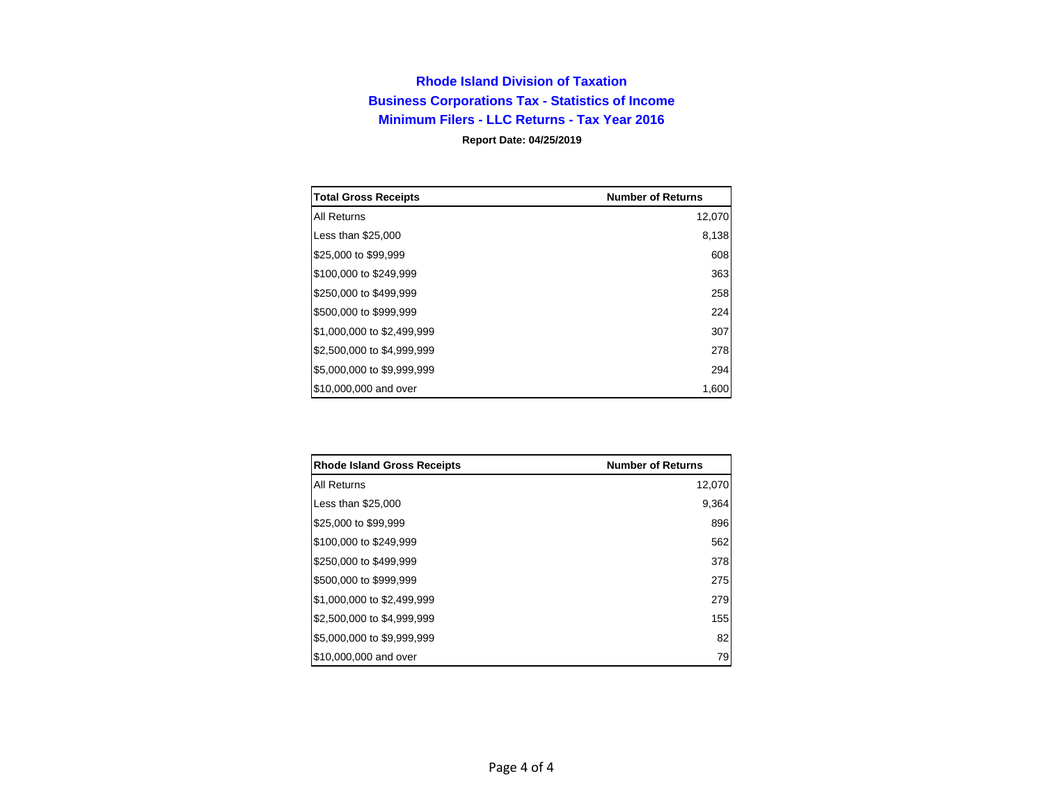# Rhode Island Division of Taxation

## Business Corporations Tax - Statistics of Income

## Minimum Filers - LLC Returns - Tax Year 2016

**Report Date: 04/25/2019**

| Total Gross Receipts | Number of Returns |
|---|---|
| All Returns | 12,070 |
| Less than $25,000 | 8,138 |
| $25,000 to $99,999 | 608 |
| $100,000 to $249,999 | 363 |
| $250,000 to $499,999 | 258 |
| $500,000 to $999,999 | 224 |
| $1,000,000 to $2,499,999 | 307 |
| $2,500,000 to $4,999,999 | 278 |
| $5,000,000 to $9,999,999 | 294 |
| $10,000,000 and over | 1,600 |

| Rhode Island Gross Receipts | Number of Returns |
|---|---|
| All Returns | 12,070 |
| Less than $25,000 | 9,364 |
| $25,000 to $99,999 | 896 |
| $100,000 to $249,999 | 562 |
| $250,000 to $499,999 | 378 |
| $500,000 to $999,999 | 275 |
| $1,000,000 to $2,499,999 | 279 |
| $2,500,000 to $4,999,999 | 155 |
| $5,000,000 to $9,999,999 | 82 |
| $10,000,000 and over | 79 |